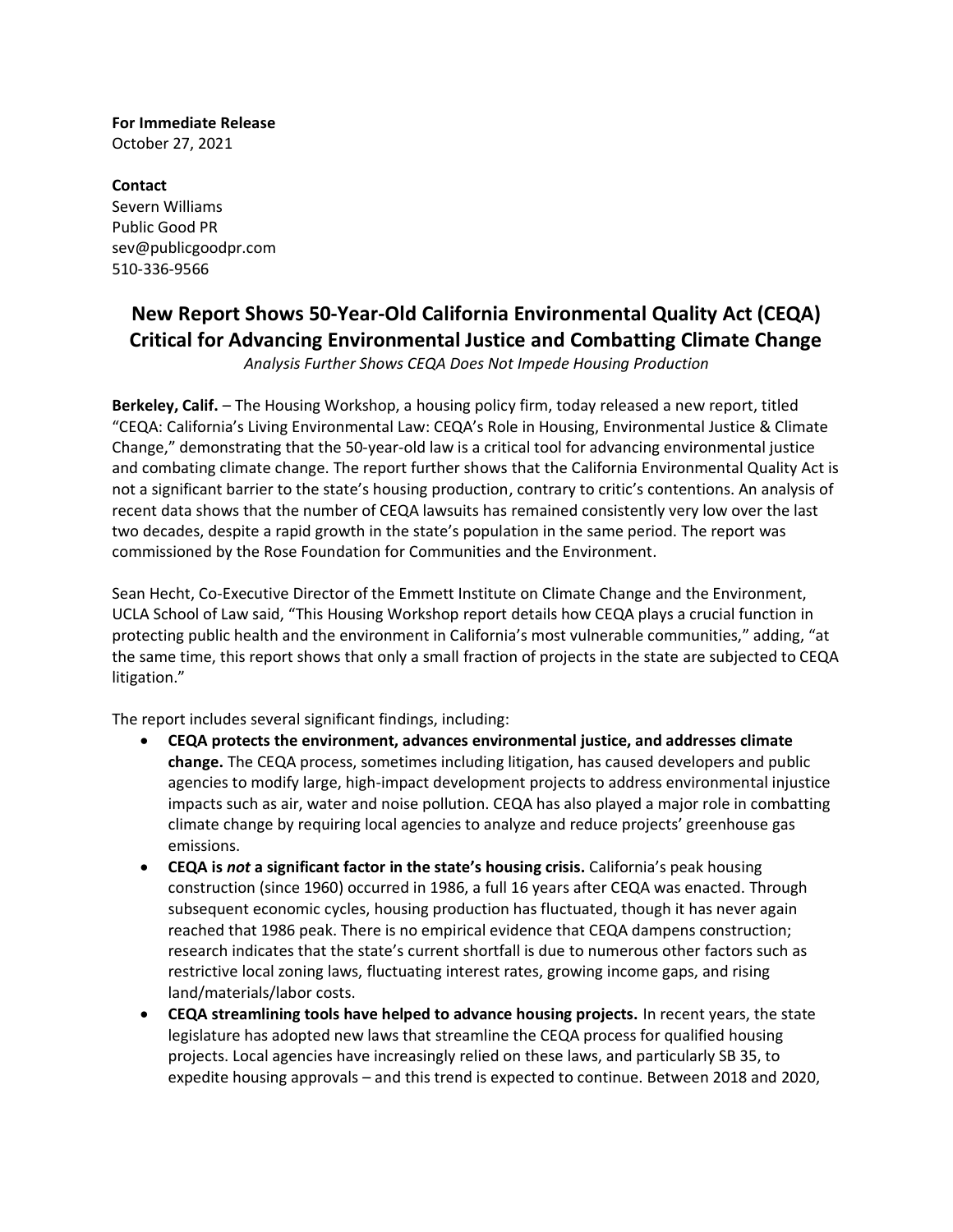**For Immediate Release**
October 27, 2021

**Contact**
Severn Williams
Public Good PR
sev@publicgoodpr.com
510-336-9566

# New Report Shows 50-Year-Old California Environmental Quality Act (CEQA) Critical for Advancing Environmental Justice and Combatting Climate Change

*Analysis Further Shows CEQA Does Not Impede Housing Production*

**Berkeley, Calif.** – The Housing Workshop, a housing policy firm, today released a new report, titled "CEQA: California's Living Environmental Law: CEQA's Role in Housing, Environmental Justice & Climate Change," demonstrating that the 50-year-old law is a critical tool for advancing environmental justice and combating climate change. The report further shows that the California Environmental Quality Act is not a significant barrier to the state's housing production, contrary to critic's contentions. An analysis of recent data shows that the number of CEQA lawsuits has remained consistently very low over the last two decades, despite a rapid growth in the state's population in the same period. The report was commissioned by the Rose Foundation for Communities and the Environment.

Sean Hecht, Co-Executive Director of the Emmett Institute on Climate Change and the Environment, UCLA School of Law said, "This Housing Workshop report details how CEQA plays a crucial function in protecting public health and the environment in California's most vulnerable communities," adding, "at the same time, this report shows that only a small fraction of projects in the state are subjected to CEQA litigation."

The report includes several significant findings, including:

- **CEQA protects the environment, advances environmental justice, and addresses climate change.** The CEQA process, sometimes including litigation, has caused developers and public agencies to modify large, high-impact development projects to address environmental injustice impacts such as air, water and noise pollution. CEQA has also played a major role in combatting climate change by requiring local agencies to analyze and reduce projects' greenhouse gas emissions.
- **CEQA is *not* a significant factor in the state's housing crisis.** California's peak housing construction (since 1960) occurred in 1986, a full 16 years after CEQA was enacted. Through subsequent economic cycles, housing production has fluctuated, though it has never again reached that 1986 peak. There is no empirical evidence that CEQA dampens construction; research indicates that the state's current shortfall is due to numerous other factors such as restrictive local zoning laws, fluctuating interest rates, growing income gaps, and rising land/materials/labor costs.
- **CEQA streamlining tools have helped to advance housing projects.** In recent years, the state legislature has adopted new laws that streamline the CEQA process for qualified housing projects. Local agencies have increasingly relied on these laws, and particularly SB 35, to expedite housing approvals – and this trend is expected to continue. Between 2018 and 2020,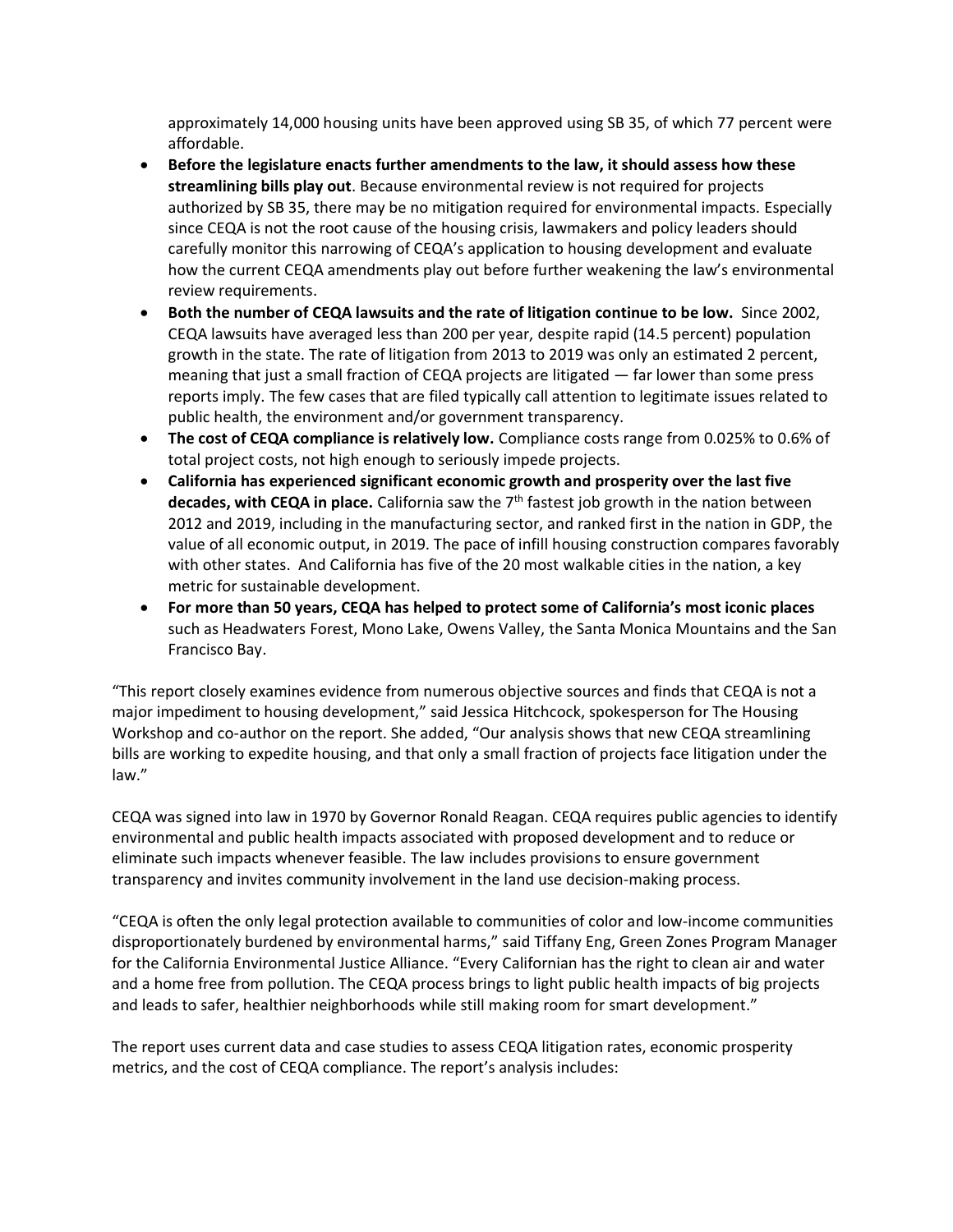approximately 14,000 housing units have been approved using SB 35, of which 77 percent were affordable.

- **Before the legislature enacts further amendments to the law, it should assess how these streamlining bills play out**. Because environmental review is not required for projects authorized by SB 35, there may be no mitigation required for environmental impacts. Especially since CEQA is not the root cause of the housing crisis, lawmakers and policy leaders should carefully monitor this narrowing of CEQA's application to housing development and evaluate how the current CEQA amendments play out before further weakening the law's environmental review requirements.
- **Both the number of CEQA lawsuits and the rate of litigation continue to be low.** Since 2002, CEQA lawsuits have averaged less than 200 per year, despite rapid (14.5 percent) population growth in the state. The rate of litigation from 2013 to 2019 was only an estimated 2 percent, meaning that just a small fraction of CEQA projects are litigated — far lower than some press reports imply. The few cases that are filed typically call attention to legitimate issues related to public health, the environment and/or government transparency.
- **The cost of CEQA compliance is relatively low.** Compliance costs range from 0.025% to 0.6% of total project costs, not high enough to seriously impede projects.
- **California has experienced significant economic growth and prosperity over the last five decades, with CEQA in place.** California saw the 7th fastest job growth in the nation between 2012 and 2019, including in the manufacturing sector, and ranked first in the nation in GDP, the value of all economic output, in 2019. The pace of infill housing construction compares favorably with other states. And California has five of the 20 most walkable cities in the nation, a key metric for sustainable development.
- **For more than 50 years, CEQA has helped to protect some of California's most iconic places** such as Headwaters Forest, Mono Lake, Owens Valley, the Santa Monica Mountains and the San Francisco Bay.

"This report closely examines evidence from numerous objective sources and finds that CEQA is not a major impediment to housing development," said Jessica Hitchcock, spokesperson for The Housing Workshop and co-author on the report. She added, "Our analysis shows that new CEQA streamlining bills are working to expedite housing, and that only a small fraction of projects face litigation under the law."

CEQA was signed into law in 1970 by Governor Ronald Reagan. CEQA requires public agencies to identify environmental and public health impacts associated with proposed development and to reduce or eliminate such impacts whenever feasible. The law includes provisions to ensure government transparency and invites community involvement in the land use decision-making process.

"CEQA is often the only legal protection available to communities of color and low-income communities disproportionately burdened by environmental harms," said Tiffany Eng, Green Zones Program Manager for the California Environmental Justice Alliance. "Every Californian has the right to clean air and water and a home free from pollution. The CEQA process brings to light public health impacts of big projects and leads to safer, healthier neighborhoods while still making room for smart development."

The report uses current data and case studies to assess CEQA litigation rates, economic prosperity metrics, and the cost of CEQA compliance. The report's analysis includes: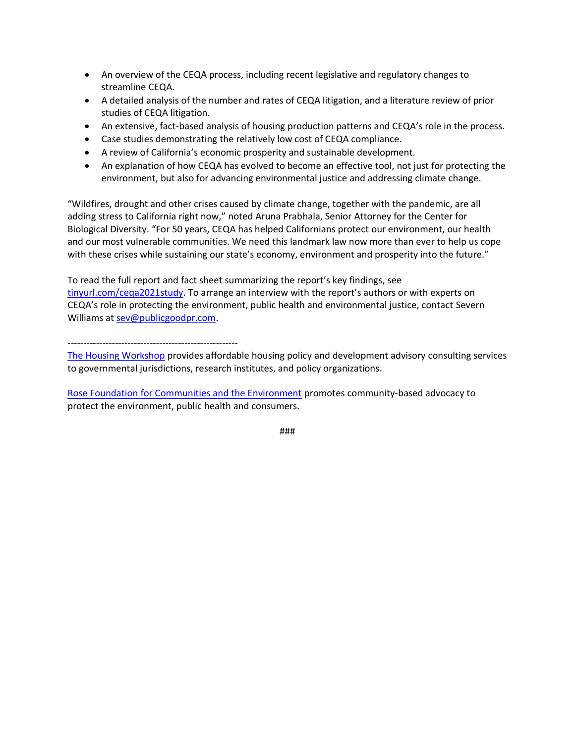- An overview of the CEQA process, including recent legislative and regulatory changes to streamline CEQA.
- A detailed analysis of the number and rates of CEQA litigation, and a literature review of prior studies of CEQA litigation.
- An extensive, fact-based analysis of housing production patterns and CEQA's role in the process.
- Case studies demonstrating the relatively low cost of CEQA compliance.
- A review of California's economic prosperity and sustainable development.
- An explanation of how CEQA has evolved to become an effective tool, not just for protecting the environment, but also for advancing environmental justice and addressing climate change.

"Wildfires, drought and other crises caused by climate change, together with the pandemic, are all adding stress to California right now," noted Aruna Prabhala, Senior Attorney for the Center for Biological Diversity. "For 50 years, CEQA has helped Californians protect our environment, our health and our most vulnerable communities. We need this landmark law now more than ever to help us cope with these crises while sustaining our state's economy, environment and prosperity into the future."

To read the full report and fact sheet summarizing the report's key findings, see [tinyurl.com/ceqa2021study](tinyurl.com/ceqa2021study). To arrange an interview with the report's authors or with experts on CEQA's role in protecting the environment, public health and environmental justice, contact Severn Williams at [sev@publicgoodpr.com](mailto:sev@publicgoodpr.com).

-----------------------------------------------------

[The Housing Workshop]() provides affordable housing policy and development advisory consulting services to governmental jurisdictions, research institutes, and policy organizations.

[Rose Foundation for Communities and the Environment]() promotes community-based advocacy to protect the environment, public health and consumers.

###